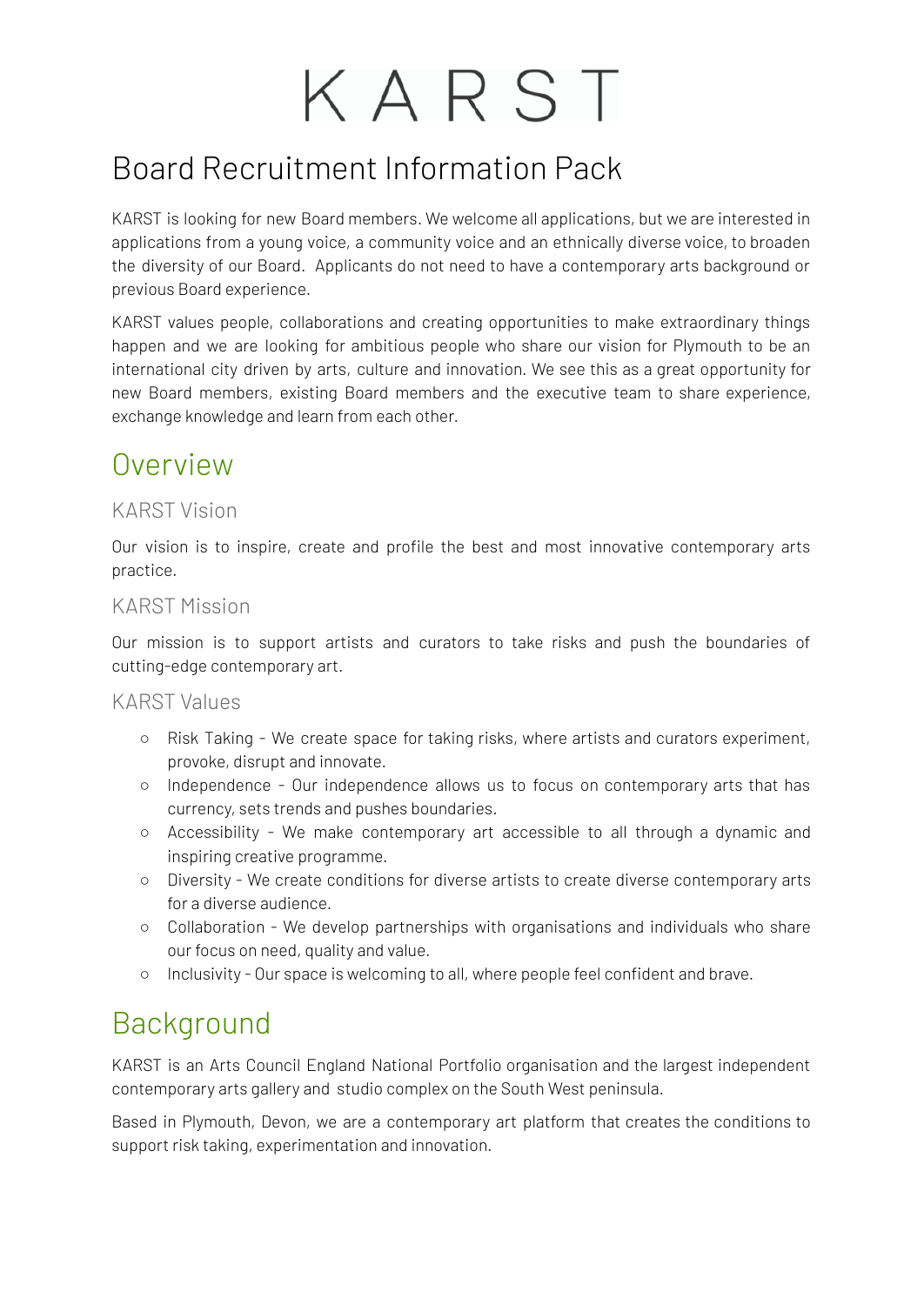# KARST

# Board Recruitment Information Pack

KARST is looking for new Board members. We welcome all applications, but we are interested in applications from a young voice, a community voice and an ethnically diverse voice, to broaden the diversity of our Board. Applicants do not need to have a contemporary arts background or previous Board experience.

KARST values people, collaborations and creating opportunities to make extraordinary things happen and we are looking for ambitious people who share our vision for Plymouth to be an international city driven by arts, culture and innovation. We see this as a great opportunity for new Board members, existing Board members and the executive team to share experience, exchange knowledge and learn from each other.

## Overview

### KARST Vision

Our vision is to inspire, create and profile the best and most innovative contemporary arts practice.

### KARST Mission

Our mission is to support artists and curators to take risks and push the boundaries of cutting-edge contemporary art.

### KARST Values

- Risk Taking - We create space for taking risks, where artists and curators experiment, provoke, disrupt and innovate.
- Independence - Our independence allows us to focus on contemporary arts that has currency, sets trends and pushes boundaries.
- Accessibility - We make contemporary art accessible to all through a dynamic and inspiring creative programme.
- Diversity - We create conditions for diverse artists to create diverse contemporary arts for a diverse audience.
- Collaboration - We develop partnerships with organisations and individuals who share our focus on need, quality and value.
- Inclusivity - Our space is welcoming to all, where people feel confident and brave.

## Background

KARST is an Arts Council England National Portfolio organisation and the largest independent contemporary arts gallery and studio complex on the South West peninsula.

Based in Plymouth, Devon, we are a contemporary art platform that creates the conditions to support risk taking, experimentation and innovation.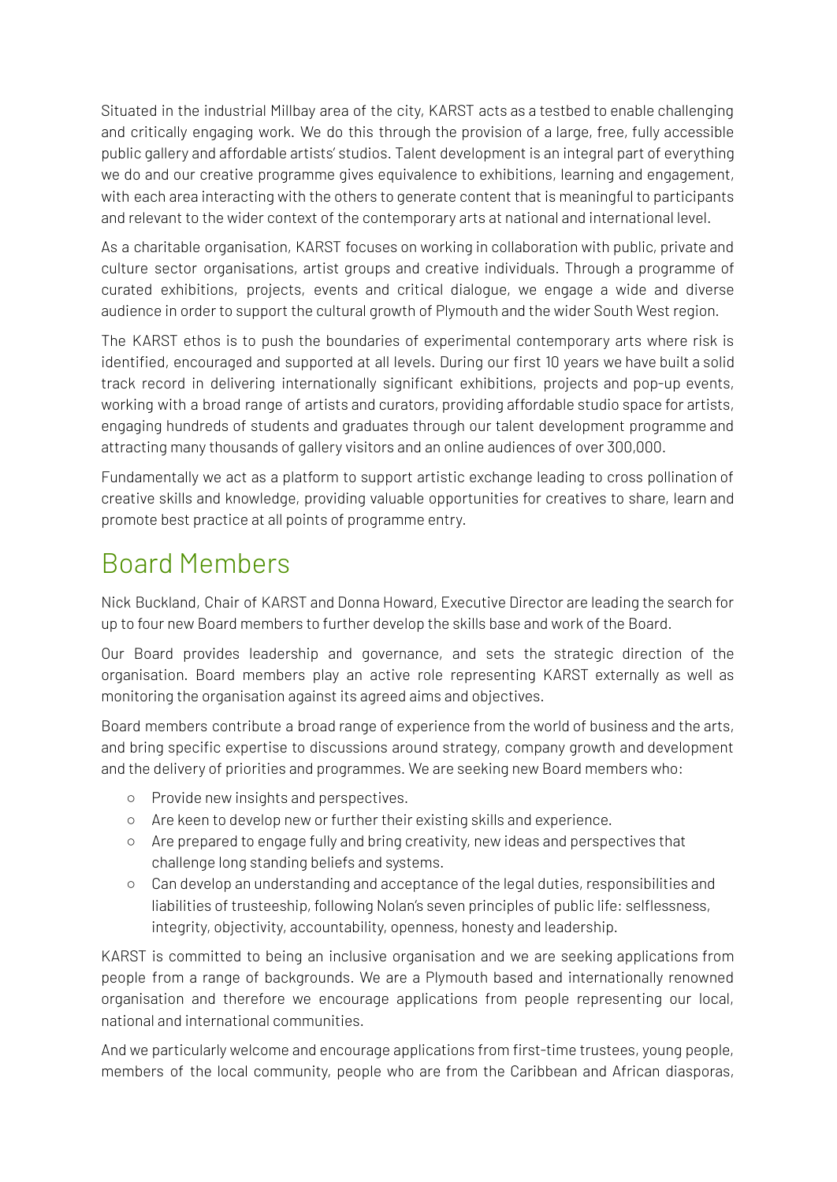Situated in the industrial Millbay area of the city, KARST acts as a testbed to enable challenging and critically engaging work. We do this through the provision of a large, free, fully accessible public gallery and affordable artists' studios. Talent development is an integral part of everything we do and our creative programme gives equivalence to exhibitions, learning and engagement, with each area interacting with the others to generate content that is meaningful to participants and relevant to the wider context of the contemporary arts at national and international level.

As a charitable organisation, KARST focuses on working in collaboration with public, private and culture sector organisations, artist groups and creative individuals. Through a programme of curated exhibitions, projects, events and critical dialogue, we engage a wide and diverse audience in order to support the cultural growth of Plymouth and the wider South West region.

The KARST ethos is to push the boundaries of experimental contemporary arts where risk is identified, encouraged and supported at all levels. During our first 10 years we have built a solid track record in delivering internationally significant exhibitions, projects and pop-up events, working with a broad range of artists and curators, providing affordable studio space for artists, engaging hundreds of students and graduates through our talent development programme and attracting many thousands of gallery visitors and an online audiences of over 300,000.

Fundamentally we act as a platform to support artistic exchange leading to cross pollination of creative skills and knowledge, providing valuable opportunities for creatives to share, learn and promote best practice at all points of programme entry.

## Board Members

Nick Buckland, Chair of KARST and Donna Howard, Executive Director are leading the search for up to four new Board members to further develop the skills base and work of the Board.

Our Board provides leadership and governance, and sets the strategic direction of the organisation. Board members play an active role representing KARST externally as well as monitoring the organisation against its agreed aims and objectives.

Board members contribute a broad range of experience from the world of business and the arts, and bring specific expertise to discussions around strategy, company growth and development and the delivery of priorities and programmes. We are seeking new Board members who:

- Provide new insights and perspectives.
- Are keen to develop new or further their existing skills and experience.
- Are prepared to engage fully and bring creativity, new ideas and perspectives that challenge long standing beliefs and systems.
- Can develop an understanding and acceptance of the legal duties, responsibilities and liabilities of trusteeship, following Nolan's seven principles of public life: selflessness, integrity, objectivity, accountability, openness, honesty and leadership.

KARST is committed to being an inclusive organisation and we are seeking applications from people from a range of backgrounds. We are a Plymouth based and internationally renowned organisation and therefore we encourage applications from people representing our local, national and international communities.

And we particularly welcome and encourage applications from first-time trustees, young people, members of the local community, people who are from the Caribbean and African diasporas,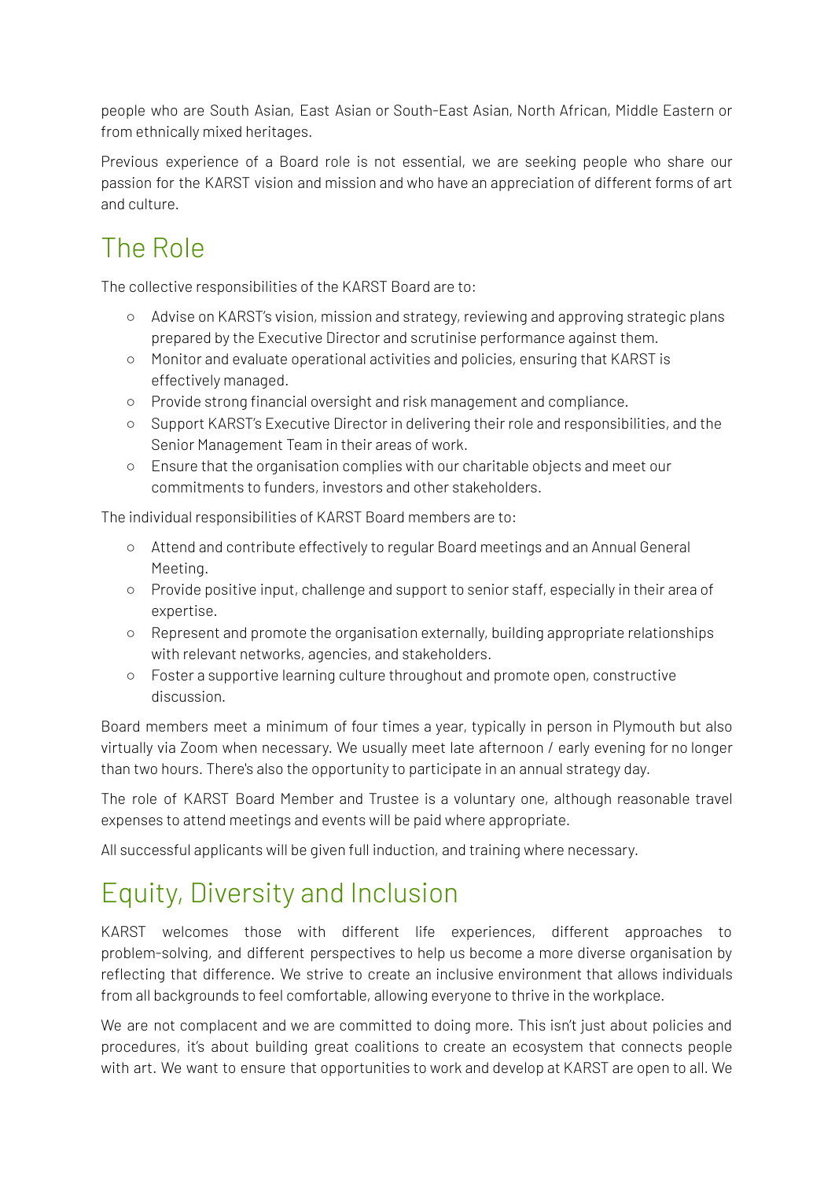people who are South Asian, East Asian or South-East Asian, North African, Middle Eastern or from ethnically mixed heritages.

Previous experience of a Board role is not essential, we are seeking people who share our passion for the KARST vision and mission and who have an appreciation of different forms of art and culture.

## The Role

The collective responsibilities of the KARST Board are to:

- Advise on KARST's vision, mission and strategy, reviewing and approving strategic plans prepared by the Executive Director and scrutinise performance against them.
- Monitor and evaluate operational activities and policies, ensuring that KARST is effectively managed.
- Provide strong financial oversight and risk management and compliance.
- Support KARST's Executive Director in delivering their role and responsibilities, and the Senior Management Team in their areas of work.
- Ensure that the organisation complies with our charitable objects and meet our commitments to funders, investors and other stakeholders.

The individual responsibilities of KARST Board members are to:

- Attend and contribute effectively to regular Board meetings and an Annual General Meeting.
- Provide positive input, challenge and support to senior staff, especially in their area of expertise.
- Represent and promote the organisation externally, building appropriate relationships with relevant networks, agencies, and stakeholders.
- Foster a supportive learning culture throughout and promote open, constructive discussion.

Board members meet a minimum of four times a year, typically in person in Plymouth but also virtually via Zoom when necessary. We usually meet late afternoon / early evening for no longer than two hours. There's also the opportunity to participate in an annual strategy day.

The role of KARST Board Member and Trustee is a voluntary one, although reasonable travel expenses to attend meetings and events will be paid where appropriate.

All successful applicants will be given full induction, and training where necessary.

## Equity, Diversity and Inclusion

KARST welcomes those with different life experiences, different approaches to problem-solving, and different perspectives to help us become a more diverse organisation by reflecting that difference. We strive to create an inclusive environment that allows individuals from all backgrounds to feel comfortable, allowing everyone to thrive in the workplace.

We are not complacent and we are committed to doing more. This isn't just about policies and procedures, it's about building great coalitions to create an ecosystem that connects people with art. We want to ensure that opportunities to work and develop at KARST are open to all. We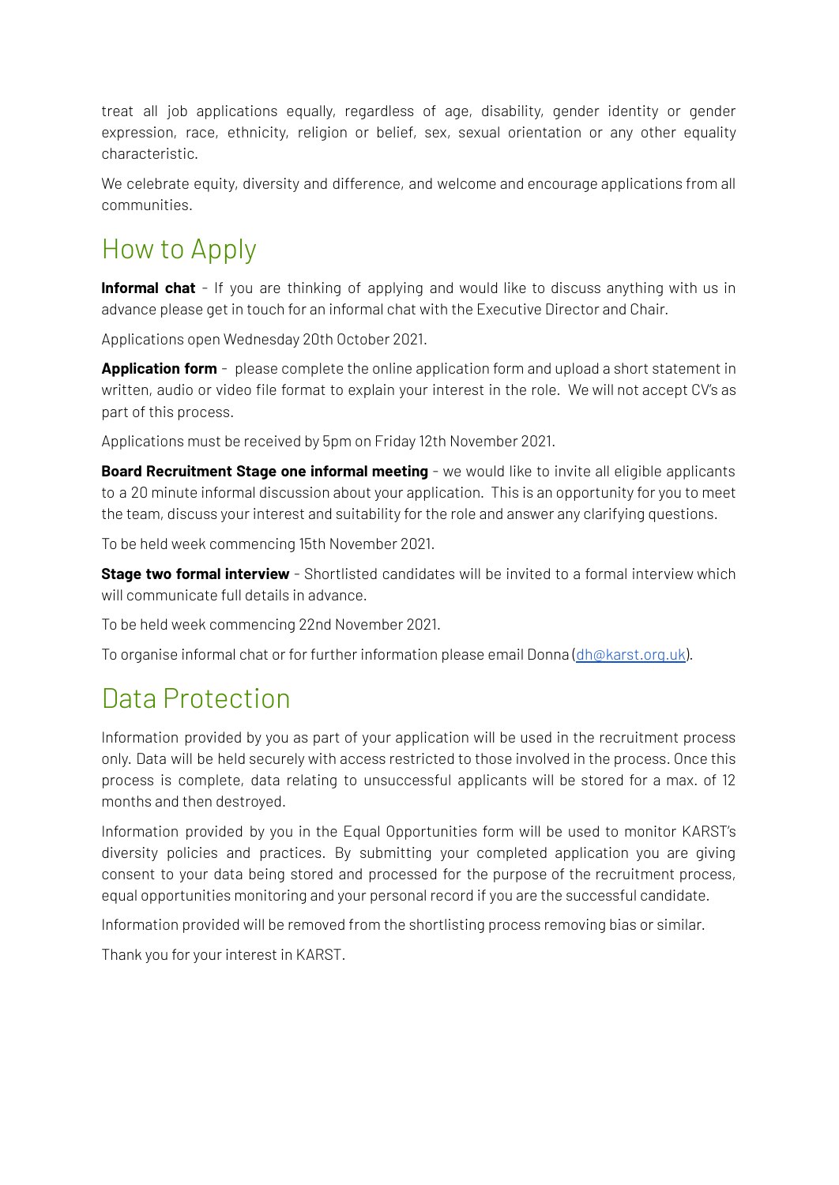treat all job applications equally, regardless of age, disability, gender identity or gender expression, race, ethnicity, religion or belief, sex, sexual orientation or any other equality characteristic.

We celebrate equity, diversity and difference, and welcome and encourage applications from all communities.

## How to Apply

**Informal chat** - If you are thinking of applying and would like to discuss anything with us in advance please get in touch for an informal chat with the Executive Director and Chair.

Applications open Wednesday 20th October 2021.

**Application form** - please complete the online application form and upload a short statement in written, audio or video file format to explain your interest in the role. We will not accept CV's as part of this process.

Applications must be received by 5pm on Friday 12th November 2021.

**Board Recruitment Stage one informal meeting** - we would like to invite all eligible applicants to a 20 minute informal discussion about your application. This is an opportunity for you to meet the team, discuss your interest and suitability for the role and answer any clarifying questions.

To be held week commencing 15th November 2021.

**Stage two formal interview** - Shortlisted candidates will be invited to a formal interview which will communicate full details in advance.

To be held week commencing 22nd November 2021.

To organise informal chat or for further information please email Donna (dh@karst.org.uk).

## Data Protection

Information provided by you as part of your application will be used in the recruitment process only. Data will be held securely with access restricted to those involved in the process. Once this process is complete, data relating to unsuccessful applicants will be stored for a max. of 12 months and then destroyed.

Information provided by you in the Equal Opportunities form will be used to monitor KARST's diversity policies and practices. By submitting your completed application you are giving consent to your data being stored and processed for the purpose of the recruitment process, equal opportunities monitoring and your personal record if you are the successful candidate.

Information provided will be removed from the shortlisting process removing bias or similar.

Thank you for your interest in KARST.